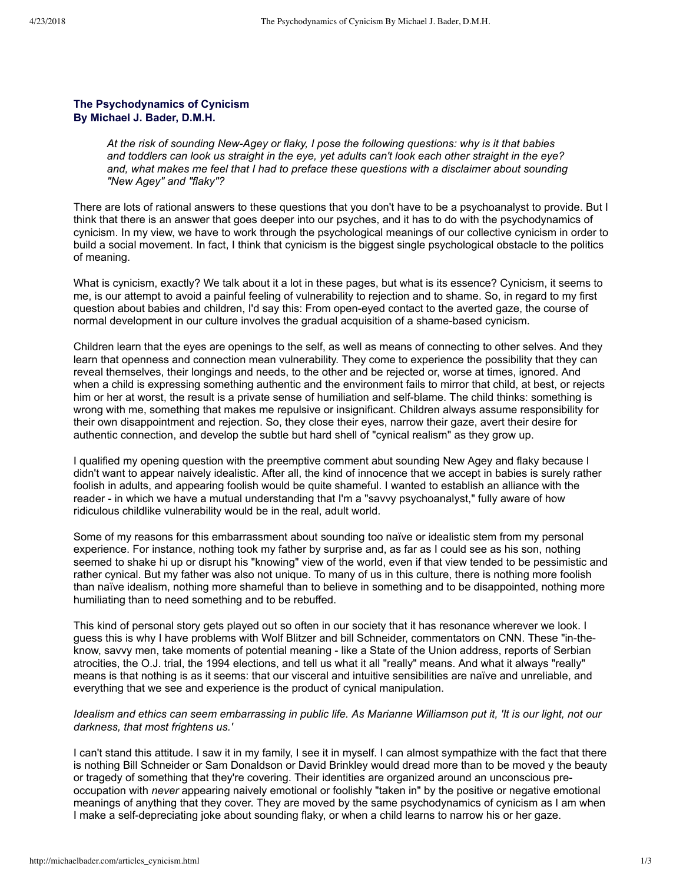**The Psychodynamics of Cynicism**
**By Michael J. Bader, D.M.H.**

*At the risk of sounding New-Agey or flaky, I pose the following questions: why is it that babies and toddlers can look us straight in the eye, yet adults can't look each other straight in the eye? and, what makes me feel that I had to preface these questions with a disclaimer about sounding "New Agey" and "flaky"?*

There are lots of rational answers to these questions that you don't have to be a psychoanalyst to provide. But I think that there is an answer that goes deeper into our psyches, and it has to do with the psychodynamics of cynicism. In my view, we have to work through the psychological meanings of our collective cynicism in order to build a social movement. In fact, I think that cynicism is the biggest single psychological obstacle to the politics of meaning.

What is cynicism, exactly? We talk about it a lot in these pages, but what is its essence? Cynicism, it seems to me, is our attempt to avoid a painful feeling of vulnerability to rejection and to shame. So, in regard to my first question about babies and children, I'd say this: From open-eyed contact to the averted gaze, the course of normal development in our culture involves the gradual acquisition of a shame-based cynicism.

Children learn that the eyes are openings to the self, as well as means of connecting to other selves. And they learn that openness and connection mean vulnerability. They come to experience the possibility that they can reveal themselves, their longings and needs, to the other and be rejected or, worse at times, ignored. And when a child is expressing something authentic and the environment fails to mirror that child, at best, or rejects him or her at worst, the result is a private sense of humiliation and self-blame. The child thinks: something is wrong with me, something that makes me repulsive or insignificant. Children always assume responsibility for their own disappointment and rejection. So, they close their eyes, narrow their gaze, avert their desire for authentic connection, and develop the subtle but hard shell of "cynical realism" as they grow up.

I qualified my opening question with the preemptive comment abut sounding New Agey and flaky because I didn't want to appear naively idealistic. After all, the kind of innocence that we accept in babies is surely rather foolish in adults, and appearing foolish would be quite shameful. I wanted to establish an alliance with the reader - in which we have a mutual understanding that I'm a "savvy psychoanalyst," fully aware of how ridiculous childlike vulnerability would be in the real, adult world.

Some of my reasons for this embarrassment about sounding too naïve or idealistic stem from my personal experience. For instance, nothing took my father by surprise and, as far as I could see as his son, nothing seemed to shake hi up or disrupt his "knowing" view of the world, even if that view tended to be pessimistic and rather cynical. But my father was also not unique. To many of us in this culture, there is nothing more foolish than naïve idealism, nothing more shameful than to believe in something and to be disappointed, nothing more humiliating than to need something and to be rebuffed.

This kind of personal story gets played out so often in our society that it has resonance wherever we look. I guess this is why I have problems with Wolf Blitzer and bill Schneider, commentators on CNN. These "in-the-know, savvy men, take moments of potential meaning - like a State of the Union address, reports of Serbian atrocities, the O.J. trial, the 1994 elections, and tell us what it all "really" means. And what it always "really" means is that nothing is as it seems: that our visceral and intuitive sensibilities are naïve and unreliable, and everything that we see and experience is the product of cynical manipulation.

*Idealism and ethics can seem embarrassing in public life. As Marianne Williamson put it, 'It is our light, not our darkness, that most frightens us.'*

I can't stand this attitude. I saw it in my family, I see it in myself. I can almost sympathize with the fact that there is nothing Bill Schneider or Sam Donaldson or David Brinkley would dread more than to be moved y the beauty or tragedy of something that they're covering. Their identities are organized around an unconscious pre-occupation with *never* appearing naively emotional or foolishly "taken in" by the positive or negative emotional meanings of anything that they cover. They are moved by the same psychodynamics of cynicism as I am when I make a self-depreciating joke about sounding flaky, or when a child learns to narrow his or her gaze.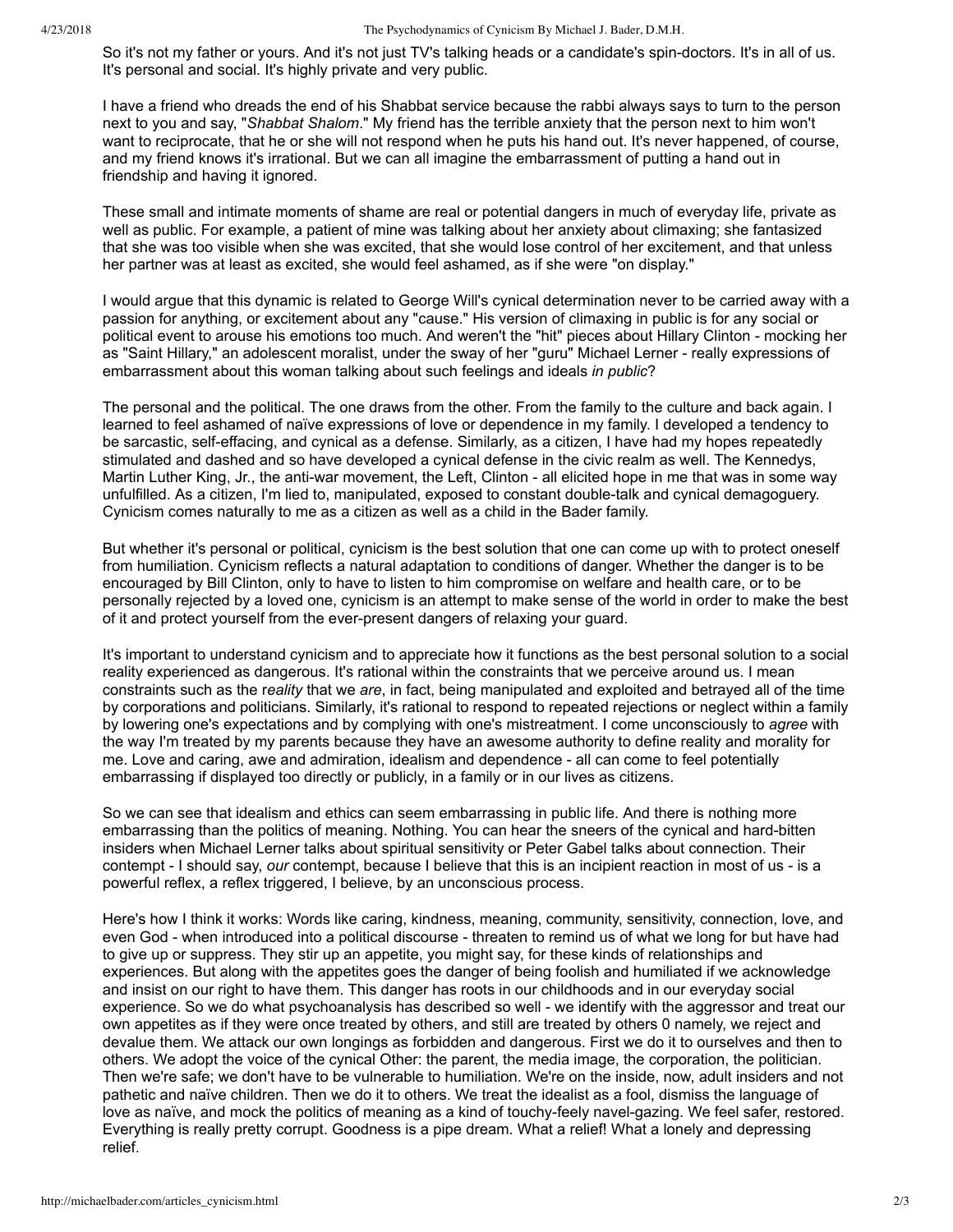So it's not my father or yours. And it's not just TV's talking heads or a candidate's spin-doctors. It's in all of us. It's personal and social. It's highly private and very public.

I have a friend who dreads the end of his Shabbat service because the rabbi always says to turn to the person next to you and say, "*Shabbat Shalom*." My friend has the terrible anxiety that the person next to him won't want to reciprocate, that he or she will not respond when he puts his hand out. It's never happened, of course, and my friend knows it's irrational. But we can all imagine the embarrassment of putting a hand out in friendship and having it ignored.

These small and intimate moments of shame are real or potential dangers in much of everyday life, private as well as public. For example, a patient of mine was talking about her anxiety about climaxing; she fantasized that she was too visible when she was excited, that she would lose control of her excitement, and that unless her partner was at least as excited, she would feel ashamed, as if she were "on display."

I would argue that this dynamic is related to George Will's cynical determination never to be carried away with a passion for anything, or excitement about any "cause." His version of climaxing in public is for any social or political event to arouse his emotions too much. And weren't the "hit" pieces about Hillary Clinton - mocking her as "Saint Hillary," an adolescent moralist, under the sway of her "guru" Michael Lerner - really expressions of embarrassment about this woman talking about such feelings and ideals *in public*?

The personal and the political. The one draws from the other. From the family to the culture and back again. I learned to feel ashamed of naïve expressions of love or dependence in my family. I developed a tendency to be sarcastic, self-effacing, and cynical as a defense. Similarly, as a citizen, I have had my hopes repeatedly stimulated and dashed and so have developed a cynical defense in the civic realm as well. The Kennedys, Martin Luther King, Jr., the anti-war movement, the Left, Clinton - all elicited hope in me that was in some way unfulfilled. As a citizen, I'm lied to, manipulated, exposed to constant double-talk and cynical demagoguery. Cynicism comes naturally to me as a citizen as well as a child in the Bader family.

But whether it's personal or political, cynicism is the best solution that one can come up with to protect oneself from humiliation. Cynicism reflects a natural adaptation to conditions of danger. Whether the danger is to be encouraged by Bill Clinton, only to have to listen to him compromise on welfare and health care, or to be personally rejected by a loved one, cynicism is an attempt to make sense of the world in order to make the best of it and protect yourself from the ever-present dangers of relaxing your guard.

It's important to understand cynicism and to appreciate how it functions as the best personal solution to a social reality experienced as dangerous. It's rational within the constraints that we perceive around us. I mean constraints such as the r*eality* that we *are*, in fact, being manipulated and exploited and betrayed all of the time by corporations and politicians. Similarly, it's rational to respond to repeated rejections or neglect within a family by lowering one's expectations and by complying with one's mistreatment. I come unconsciously to *agree* with the way I'm treated by my parents because they have an awesome authority to define reality and morality for me. Love and caring, awe and admiration, idealism and dependence - all can come to feel potentially embarrassing if displayed too directly or publicly, in a family or in our lives as citizens.

So we can see that idealism and ethics can seem embarrassing in public life. And there is nothing more embarrassing than the politics of meaning. Nothing. You can hear the sneers of the cynical and hard-bitten insiders when Michael Lerner talks about spiritual sensitivity or Peter Gabel talks about connection. Their contempt - I should say, *our* contempt, because I believe that this is an incipient reaction in most of us - is a powerful reflex, a reflex triggered, I believe, by an unconscious process.

Here's how I think it works: Words like caring, kindness, meaning, community, sensitivity, connection, love, and even God - when introduced into a political discourse - threaten to remind us of what we long for but have had to give up or suppress. They stir up an appetite, you might say, for these kinds of relationships and experiences. But along with the appetites goes the danger of being foolish and humiliated if we acknowledge and insist on our right to have them. This danger has roots in our childhoods and in our everyday social experience. So we do what psychoanalysis has described so well - we identify with the aggressor and treat our own appetites as if they were once treated by others, and still are treated by others 0 namely, we reject and devalue them. We attack our own longings as forbidden and dangerous. First we do it to ourselves and then to others. We adopt the voice of the cynical Other: the parent, the media image, the corporation, the politician. Then we're safe; we don't have to be vulnerable to humiliation. We're on the inside, now, adult insiders and not pathetic and naïve children. Then we do it to others. We treat the idealist as a fool, dismiss the language of love as naïve, and mock the politics of meaning as a kind of touchy-feely navel-gazing. We feel safer, restored. Everything is really pretty corrupt. Goodness is a pipe dream. What a relief! What a lonely and depressing relief.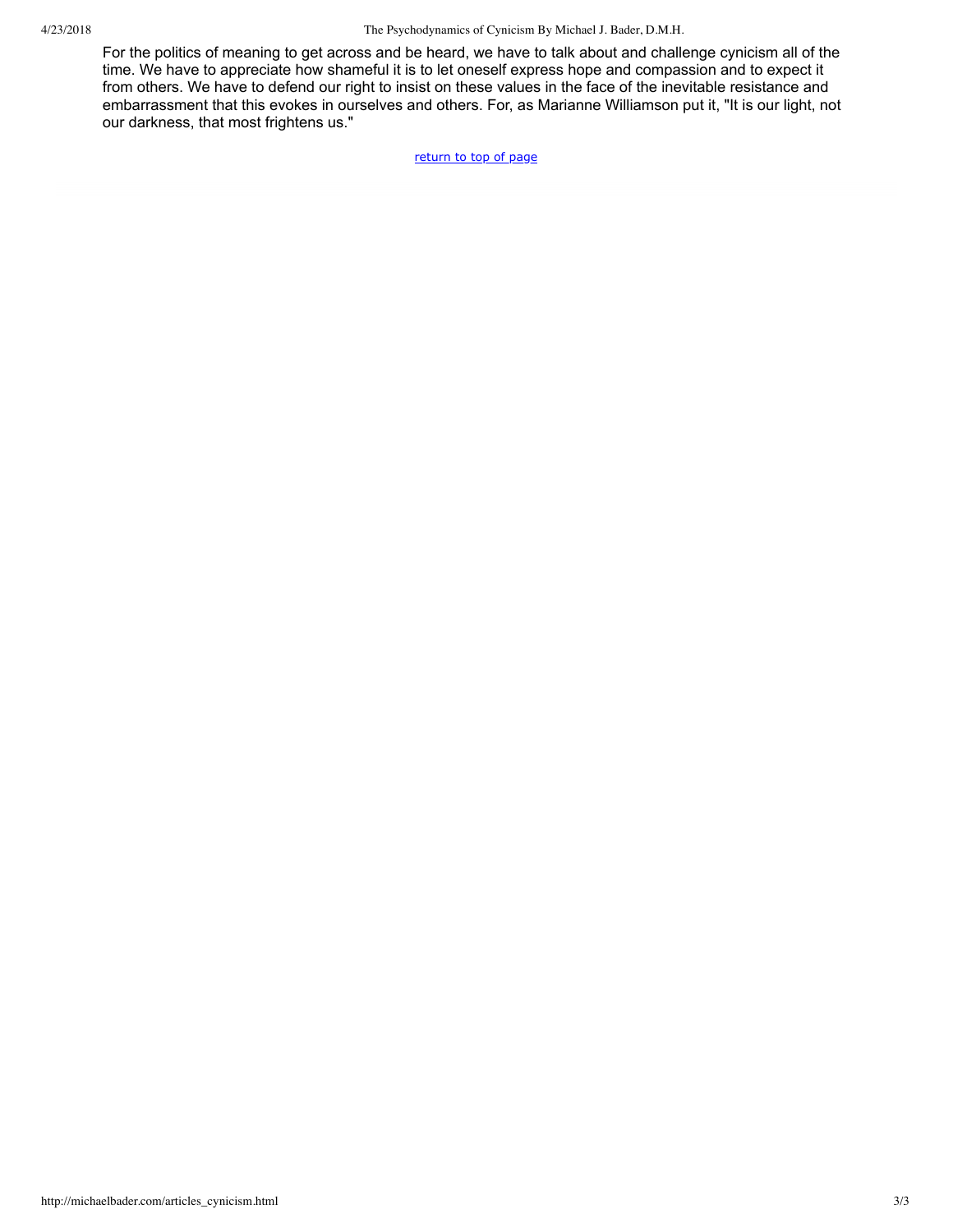For the politics of meaning to get across and be heard, we have to talk about and challenge cynicism all of the time. We have to appreciate how shameful it is to let oneself express hope and compassion and to expect it from others. We have to defend our right to insist on these values in the face of the inevitable resistance and embarrassment that this evokes in ourselves and others. For, as Marianne Williamson put it, "It is our light, not our darkness, that most frightens us."

return to top of page